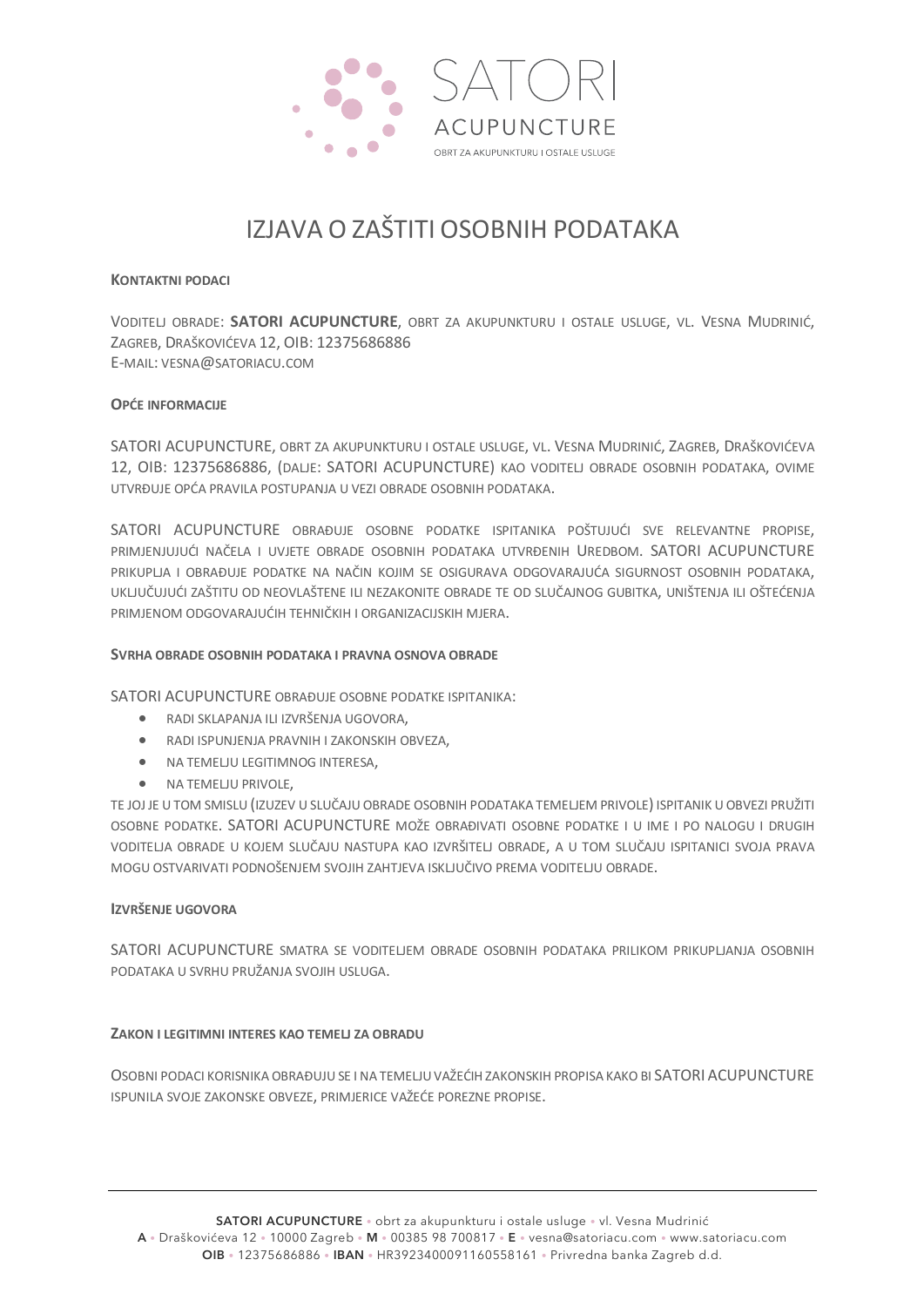SATORI ACUPUNCTURE
OBRT ZA AKUPUNKTURU I OSTALE USLUGE

# IZJAVA O ZAŠTITI OSOBNIH PODATAKA

### Kontaktni podaci

Voditelj obrade: **SATORI ACUPUNCTURE**, obrt za akupunkturu i ostale usluge, vl. Vesna Mudrinić, Zagreb, Draškovićeva 12, OIB: 12375686886
E-mail: vesna@satoriacu.com

### Opće informacije

SATORI ACUPUNCTURE, obrt za akupunkturu i ostale usluge, vl. Vesna Mudrinić, Zagreb, Draškovićeva 12, OIB: 12375686886, (dalje: SATORI ACUPUNCTURE) kao voditelj obrade osobnih podataka, ovime utvrđuje opća pravila postupanja u vezi obrade osobnih podataka.

SATORI ACUPUNCTURE obrađuje osobne podatke ispitanika poštujući sve relevantne propise, primjenjujući načela i uvjete obrade osobnih podataka utvrđenih Uredbom. SATORI ACUPUNCTURE prikuplja i obrađuje podatke na način kojim se osigurava odgovarajuća sigurnost osobnih podataka, uključujući zaštitu od neovlaštene ili nezakonite obrade te od slučajnog gubitka, uništenja ili oštećenja primjenom odgovarajućih tehničkih i organizacijskih mjera.

### Svrha obrade osobnih podataka i pravna osnova obrade

SATORI ACUPUNCTURE obrađuje osobne podatke ispitanika:

- radi sklapanja ili izvršenja ugovora,
- radi ispunjenja pravnih i zakonskih obveza,
- na temelju legitimnog interesa,
- na temelju privole,

te joj je u tom smislu (izuzev u slučaju obrade osobnih podataka temeljem privole) ispitanik u obvezi pružiti osobne podatke. SATORI ACUPUNCTURE može obrađivati osobne podatke i u ime i po nalogu i drugih voditelja obrade u kojem slučaju nastupa kao izvršitelj obrade, a u tom slučaju ispitanici svoja prava mogu ostvarivati podnošenjem svojih zahtjeva isključivo prema voditelju obrade.

### Izvršenje ugovora

SATORI ACUPUNCTURE smatra se voditeljem obrade osobnih podataka prilikom prikupljanja osobnih podataka u svrhu pružanja svojih usluga.

### Zakon i legitimni interes kao temelj za obradu

Osobni podaci korisnika obrađuju se i na temelju važećih zakonskih propisa kako bi SATORI ACUPUNCTURE ispunila svoje zakonske obveze, primjerice važeće porezne propise.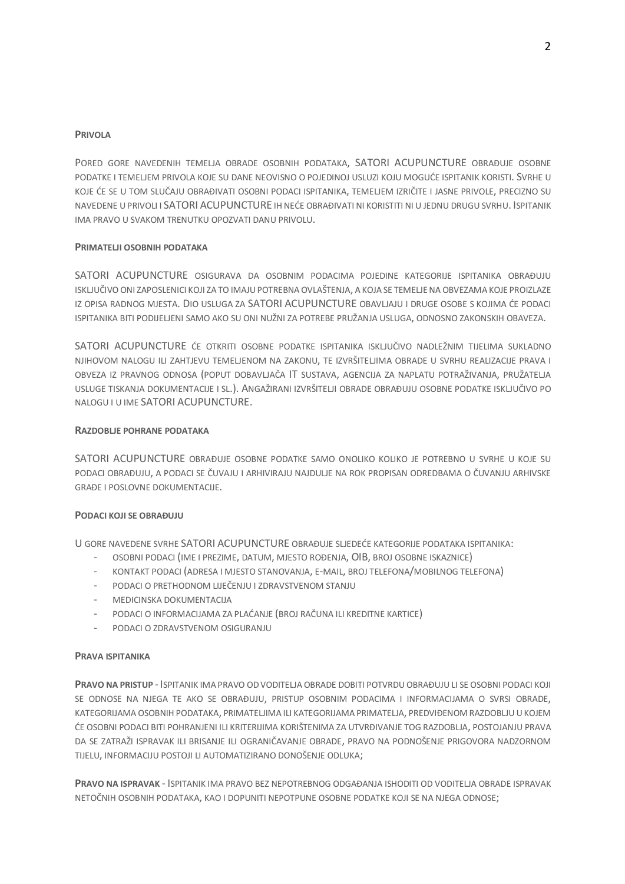**PRIVOLA**

POred gore navedenih temelja obrade osobnih podataka, SATORI ACUPUNCTURE obrađuje osobne podatke i temeljem privola koje su dane neovisno o pojedinoj usluzi koju mogući ispitanik koristi. Svrhe u koje će se u tom slučaju obrađivati osobni podaci ispitanika, temeljem izričite i jasne privole, precizno su navedene u privoli i SATORI ACUPUNCTURE ih neće obrađivati ni koristiti ni u jednu drugu svrhu. Ispitanik ima pravo u svakom trenutku opozvati danu privolu.

**PRIMATELJI OSOBNIH PODATAKA**

SATORI ACUPUNCTURE osigurava da osobnim podacima pojedine kategorije ispitanika obrađuju isključivo oni zaposlenici koji za to imaju potrebna ovlaštenja, a koja se temelje na obvezama koje proizlaze iz opisa radnog mjesta. Dio usluga za SATORI ACUPUNCTURE obavljaju i druge osobe s kojima će podaci ispitanika biti podijeljeni samo ako su oni nužni za potrebe pružanja usluga, odnosno zakonskih obaveza.

SATORI ACUPUNCTURE će otkriti osobne podatke ispitanika isključivo nadležnim tijelima sukladno njihovom nalogu ili zahtjevu temeljenom na zakonu, te izvršiteljima obrade u svrhu realizacije prava i obveza iz pravnog odnosa (poput dobavljača IT sustava, agencija za naplatu potraživanja, pružatelja usluge tiskanja dokumentacije i sl.). Angažirani izvršitelji obrade obrađuju osobne podatke isključivo po nalogu i u ime SATORI ACUPUNCTURE.

**RAZDOBLJE POHRANE PODATAKA**

SATORI ACUPUNCTURE obrađuje osobne podatke samo onoliko koliko je potrebno u svrhe u koje su podaci obrađuju, a podaci se čuvaju i arhiviraju najdulje na rok propisan odredbama o čuvanju arhivske građe i poslovne dokumentacije.

**PODACI KOJI SE OBRAĐUJU**

U gore navedene svrhe SATORI ACUPUNCTURE obrađuje sljedeće kategorije podataka ispitanika:

- osobni podaci (ime i prezime, datum, mjesto rođenja, OIB, broj osobne iskaznice)
- kontakt podaci (adresa i mjesto stanovanja, e-mail, broj telefona/mobilnog telefona)
- podaci o prethodnom liječenju i zdravstvenom stanju
- medicinska dokumentacija
- podaci o informacijama za plaćanje (broj računa ili kreditne kartice)
- podaci o zdravstvenom osiguranju

**PRAVA ISPITANIKA**

**PRAVO NA PRISTUP** - Ispitanik ima pravo od voditelja obrade dobiti potvrdu obrađuju li se osobni podaci koji se odnose na njega te ako se obrađuju, pristup osobnim podacima i informacijama o svrsi obrade, kategorijama osobnih podataka, primateljima ili kategorijama primatelja, predviđenom razdoblju u kojem će osobni podaci biti pohranjeni ili kriterijima korištenima za utvrđivanje tog razdoblja, postojanju prava da se zatraži ispravak ili brisanje ili ograničavanje obrade, pravo na podnošenje prigovora nadzornom tijelu, informaciju postoji li automatizirano donošenje odluka;

**PRAVO NA ISPRAVAK** - Ispitanik ima pravo bez nepotrebnog odgađanja ishoditi od voditelja obrade ispravak netočnih osobnih podataka, kao i dopuniti nepotpune osobne podatke koji se na njega odnose;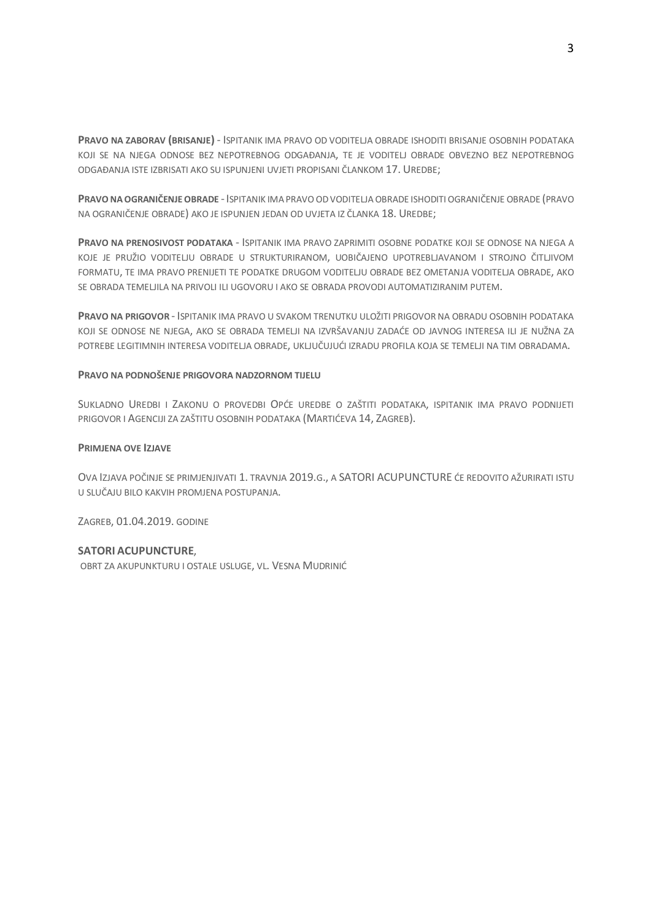**Pravo na zaborav (brisanje)** - Ispitanik ima pravo od voditelja obrade ishoditi brisanje osobnih podataka koji se na njega odnose bez nepotrebnog odgađanja, te je voditelj obrade obvezno bez nepotrebnog odgađanja iste izbrisati ako su ispunjeni uvjeti propisani člankom 17. Uredbe;

**Pravo na ograničenje obrade** - Ispitanik ima pravo od voditelja obrade ishoditi ograničenje obrade (pravo na ograničenje obrade) ako je ispunjen jedan od uvjeta iz članka 18. Uredbe;

**Pravo na prenosivost podataka** - Ispitanik ima pravo zaprimiti osobne podatke koji se odnose na njega a koje je pružio voditelju obrade u strukturiranom, uobičajeno upotrebljavanom i strojno čitljivom formatu, te ima pravo prenijeti te podatke drugom voditelju obrade bez ometanja voditelja obrade, ako se obrada temeljila na privoli ili ugovoru i ako se obrada provodi automatiziranim putem.

**Pravo na prigovor** - Ispitanik ima pravo u svakom trenutku uložiti prigovor na obradu osobnih podataka koji se odnose ne njega, ako se obrada temelji na izvršavanju zadaće od javnog interesa ili je nužna za potrebe legitimnih interesa voditelja obrade, uključujući izradu profila koja se temelji na tim obradama.

**Pravo na podnošenje prigovora nadzornom tijelu**

Sukladno Uredbi i Zakonu o provedbi Opće uredbe o zaštiti podataka, ispitanik ima pravo podnijeti prigovor i Agenciji za zaštitu osobnih podataka (Martićeva 14, Zagreb).

**Primjena ove Izjave**

Ova Izjava počinje se primjenjivati 1. travnja 2019.g., a SATORI ACUPUNCTURE će redovito ažurirati istu u slučaju bilo kakvih promjena postupanja.

Zagreb, 01.04.2019. godine

**SATORI ACUPUNCTURE**,
obrt za akupunkturu i ostale usluge, vl. Vesna Mudrinić